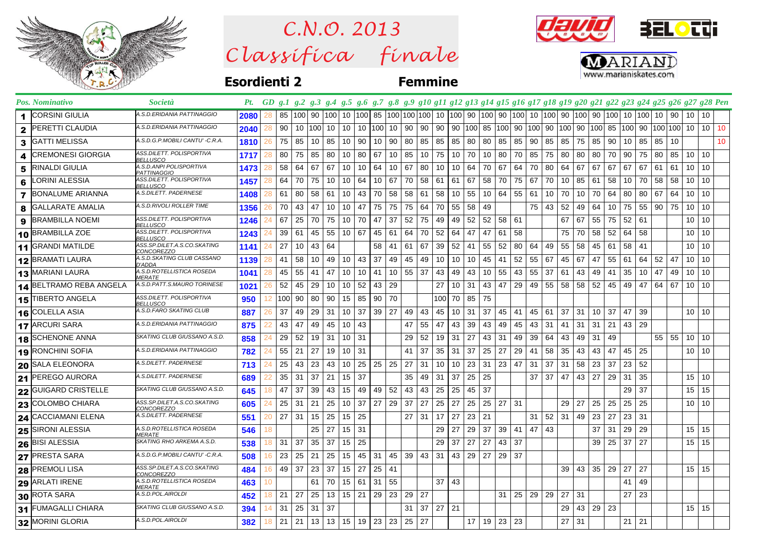# C.N.O. 2013
# Classifica finale

**Esordienti 2** **Femmine**

| Pos. | Nominativo | Società | Pt. | GD | g.1 | g.2 | g.3 | g.4 | g.5 | g.6 | g.7 | g.8 | g.9 | g.10 | g.11 | g.12 | g.13 | g.14 | g.15 | g.16 | g.17 | g.18 | g.19 | g.20 | g.21 | g.22 | g.23 | g.24 | g.25 | g.26 | g.27 | g.28 | Pen |
|---|---|---|---|---|---|---|---|---|---|---|---|---|---|---|---|---|---|---|---|---|---|---|---|---|---|---|---|---|---|---|---|---|---|
| 1 | CORSINI GIULIA | A.S.D.ERIDANIA PATTINAGGIO | 2080 | 28 | 85 | 100 | 90 | 100 | 10 | 100 | 85 | 100 | 100 | 100 | 10 | 100 | 90 | 100 | 90 | 100 | 10 | 100 | 90 | 100 | 90 | 100 | 10 | 100 | 10 | 90 | 10 | 10 | |
| 2 | PERETTI CLAUDIA | A.S.D.ERIDANIA PATTINAGGIO | 2040 | 28 | 90 | 10 | 100 | 10 | 10 | 10 | 100 | 10 | 90 | 90 | 90 | 90 | 100 | 85 | 100 | 90 | 100 | 90 | 100 | 90 | 100 | 85 | 100 | 90 | 100 | 100 | 10 | 10 | 10 |
| 3 | GATTI MELISSA | A.S.D.G.P.MOBILI CANTU' -C.R.A. | 1810 | 26 | 75 | 85 | 10 | 85 | 10 | 90 | 10 | 90 | 80 | 85 | 85 | 85 | 80 | 80 | 85 | 85 | 90 | 85 | 85 | 75 | 85 | 90 | 10 | 85 | 85 | 10 | | | 10 |
| 4 | CREMONESI GIORGIA | ASS.DILETT. POLISPORTIVA BELLUSCO | 1717 | 28 | 80 | 75 | 85 | 80 | 10 | 80 | 67 | 10 | 85 | 10 | 75 | 10 | 70 | 10 | 80 | 70 | 85 | 75 | 80 | 80 | 80 | 70 | 90 | 75 | 80 | 85 | 10 | 10 | |
| 5 | RINALDI GIULIA | A.S.D.ANPI POLISPORTIVA PATTINAGGIO | 1473 | 28 | 58 | 64 | 67 | 67 | 10 | 10 | 64 | 10 | 67 | 80 | 10 | 10 | 64 | 70 | 67 | 64 | 70 | 80 | 64 | 67 | 67 | 67 | 67 | 67 | 61 | 61 | 10 | 10 | |
| 6 | LORINI ALESSIA | ASS.DILETT. POLISPORTIVA BELLUSCO | 1457 | 28 | 64 | 70 | 75 | 10 | 10 | 64 | 10 | 67 | 70 | 58 | 61 | 61 | 67 | 58 | 70 | 75 | 67 | 70 | 10 | 85 | 61 | 58 | 10 | 70 | 58 | 58 | 10 | 10 | |
| 7 | BONALUME ARIANNA | A.S.DILETT. PADERNESE | 1408 | 28 | 61 | 80 | 58 | 61 | 10 | 43 | 70 | 58 | 58 | 61 | 58 | 10 | 55 | 10 | 64 | 55 | 61 | 10 | 70 | 10 | 70 | 64 | 80 | 80 | 67 | 64 | 10 | 10 | |
| 8 | GALLARATE AMALIA | A.S.D.RIVOLI ROLLER TIME | 1356 | 26 | 70 | 43 | 47 | 10 | 10 | 47 | 75 | 75 | 75 | 64 | 70 | 55 | 58 | 49 | | | 75 | 43 | 52 | 49 | 64 | 10 | 75 | 55 | 90 | 75 | 10 | 10 | |
| 9 | BRAMBILLA NOEMI | ASS.DILETT. POLISPORTIVA BELLUSCO | 1246 | 24 | 67 | 25 | 70 | 75 | 10 | 70 | 47 | 37 | 52 | 75 | 49 | 49 | 52 | 52 | 58 | 61 | | | 67 | 67 | 55 | 75 | 52 | 61 | | | 10 | 10 | |
| 10 | BRAMBILLA ZOE | ASS.DILETT. POLISPORTIVA BELLUSCO | 1243 | 24 | 39 | 61 | 45 | 55 | 10 | 67 | 45 | 61 | 64 | 70 | 52 | 64 | 47 | 47 | 61 | 58 | | | 75 | 70 | 58 | 52 | 64 | 58 | | | 10 | 10 | |
| 11 | GRANDI MATILDE | ASS.SP.DILET.A.S.CO.SKATING CONCOREZZO | 1141 | 24 | 27 | 10 | 43 | 64 | | | 58 | 41 | 61 | 67 | 39 | 52 | 41 | 55 | 52 | 80 | 64 | 49 | 55 | 58 | 45 | 61 | 58 | 41 | | | 10 | 10 | |
| 12 | BRAMATI LAURA | A.S.D.SKATING CLUB CASSANO D'ADDA | 1139 | 28 | 41 | 58 | 10 | 49 | 10 | 43 | 37 | 49 | 45 | 49 | 10 | 10 | 10 | 45 | 41 | 52 | 55 | 67 | 45 | 67 | 47 | 55 | 61 | 64 | 52 | 47 | 10 | 10 | |
| 13 | MARIANI LAURA | A.S.D.ROTELLISTICA ROSEDA MERATE | 1041 | 28 | 45 | 55 | 41 | 47 | 10 | 10 | 41 | 10 | 55 | 37 | 43 | 49 | 43 | 10 | 55 | 43 | 55 | 37 | 61 | 43 | 49 | 41 | 35 | 10 | 47 | 49 | 10 | 10 | |
| 14 | BELTRAMO REBA ANGELA | A.S.D.PATT.S.MAURO TORINESE | 1021 | 26 | 52 | 45 | 29 | 10 | 10 | 52 | 43 | 29 | | | 27 | 10 | 31 | 43 | 47 | 29 | 49 | 55 | 58 | 58 | 52 | 45 | 49 | 47 | 64 | 67 | 10 | 10 | |
| 15 | TIBERTO ANGELA | ASS.DILETT. POLISPORTIVA BELLUSCO | 950 | 12 | 100 | 90 | 80 | 90 | 15 | 85 | 90 | 70 | | | 100 | 70 | 85 | 75 | | | | | | | | | | | | | | | |
| 16 | COLELLA ASIA | A.S.D.FARO SKATING CLUB | 887 | 26 | 37 | 49 | 29 | 31 | 10 | 37 | 39 | 27 | 49 | 43 | 45 | 10 | 31 | 37 | 45 | 41 | 45 | 61 | 37 | 31 | 10 | 37 | 47 | 39 | | | 10 | 10 | |
| 17 | ARCURI SARA | A.S.D.ERIDANIA PATTINAGGIO | 875 | 22 | 43 | 47 | 49 | 45 | 10 | 43 | | | 47 | 55 | 47 | 43 | 39 | 43 | 49 | 45 | 43 | 31 | 41 | 31 | 31 | 21 | 43 | 29 | | | | | |
| 18 | SCHENONE ANNA | SKATING CLUB GIUSSANO A.S.D. | 858 | 24 | 29 | 52 | 19 | 31 | 10 | 31 | | | 29 | 52 | 19 | 31 | 27 | 43 | 31 | 49 | 39 | 64 | 43 | 49 | 31 | 49 | | | 55 | 55 | 10 | 10 | |
| 19 | RONCHINI SOFIA | A.S.D.ERIDANIA PATTINAGGIO | 782 | 24 | 55 | 21 | 27 | 19 | 10 | 31 | | | 41 | 37 | 35 | 31 | 37 | 25 | 27 | 29 | 41 | 58 | 35 | 43 | 43 | 47 | 45 | 25 | | | 10 | 10 | |
| 20 | SALA ELEONORA | A.S.DILETT. PADERNESE | 713 | 24 | 25 | 43 | 23 | 43 | 10 | 25 | 25 | 25 | 27 | 31 | 10 | 10 | 23 | 31 | 23 | 47 | 31 | 37 | 31 | 58 | 23 | 37 | 23 | 52 | | | | | |
| 21 | PEREGO AURORA | A.S.DILETT. PADERNESE | 689 | 22 | 35 | 31 | 37 | 21 | 15 | 37 | | | 35 | 49 | 31 | 37 | 25 | 25 | | | 37 | 37 | 47 | 43 | 27 | 29 | 31 | 35 | | | 15 | 10 | |
| 22 | GUIGARD CRISTELLE | SKATING CLUB GIUSSANO A.S.D. | 645 | 18 | 47 | 37 | 39 | 43 | 15 | 49 | 49 | 52 | 43 | 43 | 25 | 25 | 45 | 37 | | | | | | | | | 29 | 37 | | | 15 | 15 | |
| 23 | COLOMBO CHIARA | ASS.SP.DILET.A.S.CO.SKATING CONCOREZZO | 605 | 24 | 25 | 31 | 21 | 25 | 10 | 37 | 27 | 29 | 37 | 27 | 25 | 27 | 25 | 25 | 27 | 31 | | | 29 | 27 | 25 | 25 | 25 | 25 | | | 10 | 10 | |
| 24 | CACCIAMANI ELENA | A.S.DILETT. PADERNESE | 551 | 20 | 27 | 31 | 15 | 25 | 15 | 25 | | | 27 | 31 | 17 | 27 | 23 | 21 | | | 31 | 52 | 31 | 49 | 23 | 27 | 23 | 31 | | | | | |
| 25 | SIRONI ALESSIA | A.S.D.ROTELLISTICA ROSEDA MERATE | 546 | 18 | | | 25 | 27 | 15 | 31 | | | | | 29 | 27 | 29 | 37 | 39 | 41 | 47 | 43 | | | 37 | 31 | 29 | 29 | | | 15 | 15 | |
| 26 | BISI ALESSIA | SKATING RHO ARKEMA A.S.D. | 538 | 18 | 31 | 37 | 35 | 37 | 15 | 25 | | | | | 29 | 37 | 27 | 27 | 43 | 37 | | | | | 39 | 25 | 37 | 27 | | | 15 | 15 | |
| 27 | PRESTA SARA | A.S.D.G.P.MOBILI CANTU' -C.R.A. | 508 | 16 | 23 | 25 | 21 | 25 | 15 | 45 | 31 | 45 | 39 | 43 | 31 | 43 | 29 | 27 | 29 | 37 | | | | | | | | | | | | | |
| 28 | PREMOLI LISA | ASS.SP.DILET.A.S.CO.SKATING CONCOREZZO | 484 | 16 | 49 | 37 | 23 | 37 | 15 | 27 | 25 | 41 | | | | | | | | | | | 39 | 43 | 35 | 29 | 27 | 27 | | | 15 | 15 | |
| 29 | ARLATI IRENE | A.S.D.ROTELLISTICA ROSEDA MERATE | 463 | 10 | | | 61 | 70 | 15 | 61 | 31 | 55 | | | 37 | 43 | | | | | | | | | | | 41 | 49 | | | | | |
| 30 | ROTA SARA | A.S.D.POL.AIROLDI | 452 | 18 | 21 | 27 | 25 | 13 | 15 | 21 | 29 | 23 | 29 | 27 | | | | | 31 | 25 | 29 | 29 | 27 | 31 | | | 27 | 23 | | | | | |
| 31 | FUMAGALLI CHIARA | SKATING CLUB GIUSSANO A.S.D. | 394 | 14 | 31 | 25 | 31 | 37 | | | | | 31 | 37 | 27 | 21 | | | | | | | 29 | 43 | 29 | 23 | | | | | 15 | 15 | |
| 32 | MORINI GLORIA | A.S.D.POL.AIROLDI | 382 | 18 | 21 | 21 | 13 | 13 | 15 | 19 | 23 | 23 | 25 | 27 | | | 17 | 19 | 23 | 23 | | | 27 | 31 | | | 21 | 21 | | | | | |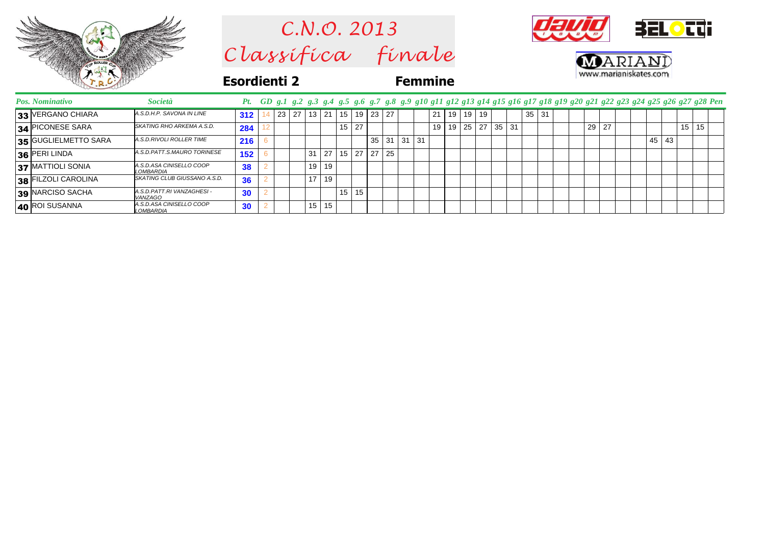# C.N.O. 2013
# Classifica finale

## Esordienti 2 — Femmine

| Pos. | Nominativo | Società | Pt. | GD | g.1 | g.2 | g.3 | g.4 | g.5 | g.6 | g.7 | g.8 | g.9 | g10 | g11 | g12 | g13 | g14 | g15 | g16 | g17 | g18 | g19 | g20 | g21 | g22 | g23 | g24 | g25 | g26 | g27 | g28 | Pen |
|---|---|---|---|---|---|---|---|---|---|---|---|---|---|---|---|---|---|---|---|---|---|---|---|---|---|---|---|---|---|---|---|---|---|
| 33 | VERGANO CHIARA | A.S.D.H.P. SAVONA IN LINE | 312 | 14 | 23 | 27 | 13 | 21 | 15 | 19 | 23 | 27 | | | 21 | 19 | 19 | 19 | | | 35 | 31 | | | | | | | | | | | |
| 34 | PICONESE SARA | SKATING RHO ARKEMA A.S.D. | 284 | 12 | | | | | 15 | 27 | | | | | 19 | 19 | 25 | 27 | 35 | 31 | | | | | 29 | 27 | | | | | 15 | 15 | |
| 35 | GUGLIELMETTO SARA | A.S.D.RIVOLI ROLLER TIME | 216 | 6 | | | | | | | 35 | 31 | 31 | 31 | | | | | | | | | | | | | | | 45 | 43 | | | |
| 36 | PERI LINDA | A.S.D.PATT.S.MAURO TORINESE | 152 | 6 | | | 31 | 27 | 15 | 27 | 27 | 25 | | | | | | | | | | | | | | | | | | | | | |
| 37 | MATTIOLI SONIA | A.S.D.ASA CINISELLO COOP LOMBARDIA | 38 | 2 | | | 19 | 19 | | | | | | | | | | | | | | | | | | | | | | | | | |
| 38 | FILZOLI CAROLINA | SKATING CLUB GIUSSANO A.S.D. | 36 | 2 | | | 17 | 19 | | | | | | | | | | | | | | | | | | | | | | | | | |
| 39 | NARCISO SACHA | A.S.D.PATT.RI VANZAGHESI - VANZAGO | 30 | 2 | | | | | 15 | 15 | | | | | | | | | | | | | | | | | | | | | | | |
| 40 | ROI SUSANNA | A.S.D.ASA CINISELLO COOP LOMBARDIA | 30 | 2 | | | 15 | 15 | | | | | | | | | | | | | | | | | | | | | | | | | |